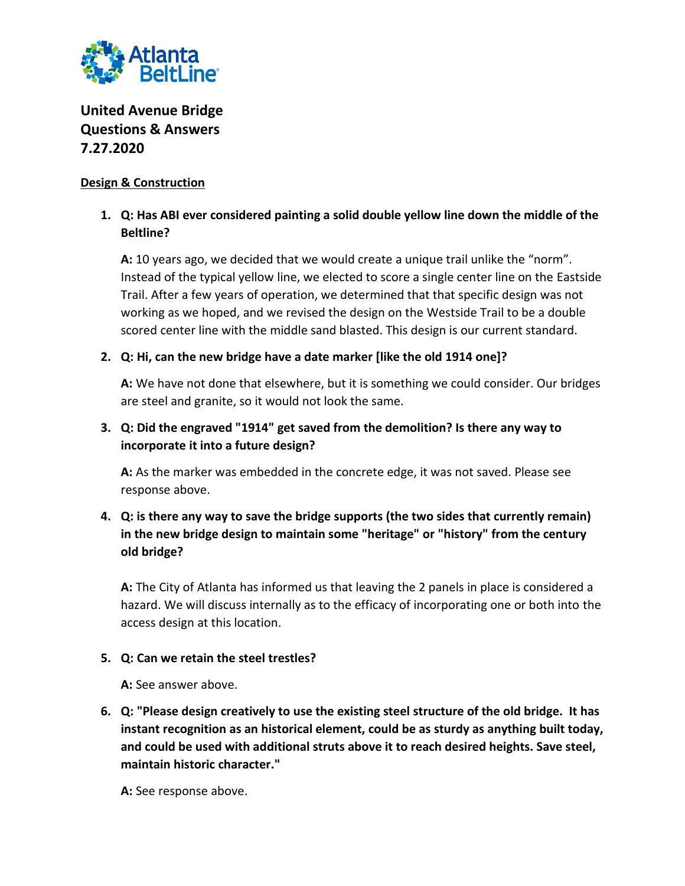Atlanta BeltLine

# United Avenue Bridge Questions & Answers 7.27.2020

## Design & Construction

1. **Q: Has ABI ever considered painting a solid double yellow line down the middle of the Beltline?**

   **A:** 10 years ago, we decided that we would create a unique trail unlike the "norm". Instead of the typical yellow line, we elected to score a single center line on the Eastside Trail. After a few years of operation, we determined that that specific design was not working as we hoped, and we revised the design on the Westside Trail to be a double scored center line with the middle sand blasted. This design is our current standard.

2. **Q: Hi, can the new bridge have a date marker [like the old 1914 one]?**

   **A:** We have not done that elsewhere, but it is something we could consider. Our bridges are steel and granite, so it would not look the same.

3. **Q: Did the engraved "1914" get saved from the demolition? Is there any way to incorporate it into a future design?**

   **A:** As the marker was embedded in the concrete edge, it was not saved. Please see response above.

4. **Q: is there any way to save the bridge supports (the two sides that currently remain) in the new bridge design to maintain some "heritage" or "history" from the century old bridge?**

   **A:** The City of Atlanta has informed us that leaving the 2 panels in place is considered a hazard. We will discuss internally as to the efficacy of incorporating one or both into the access design at this location.

5. **Q: Can we retain the steel trestles?**

   **A:** See answer above.

6. **Q: "Please design creatively to use the existing steel structure of the old bridge. It has instant recognition as an historical element, could be as sturdy as anything built today, and could be used with additional struts above it to reach desired heights. Save steel, maintain historic character."**

   **A:** See response above.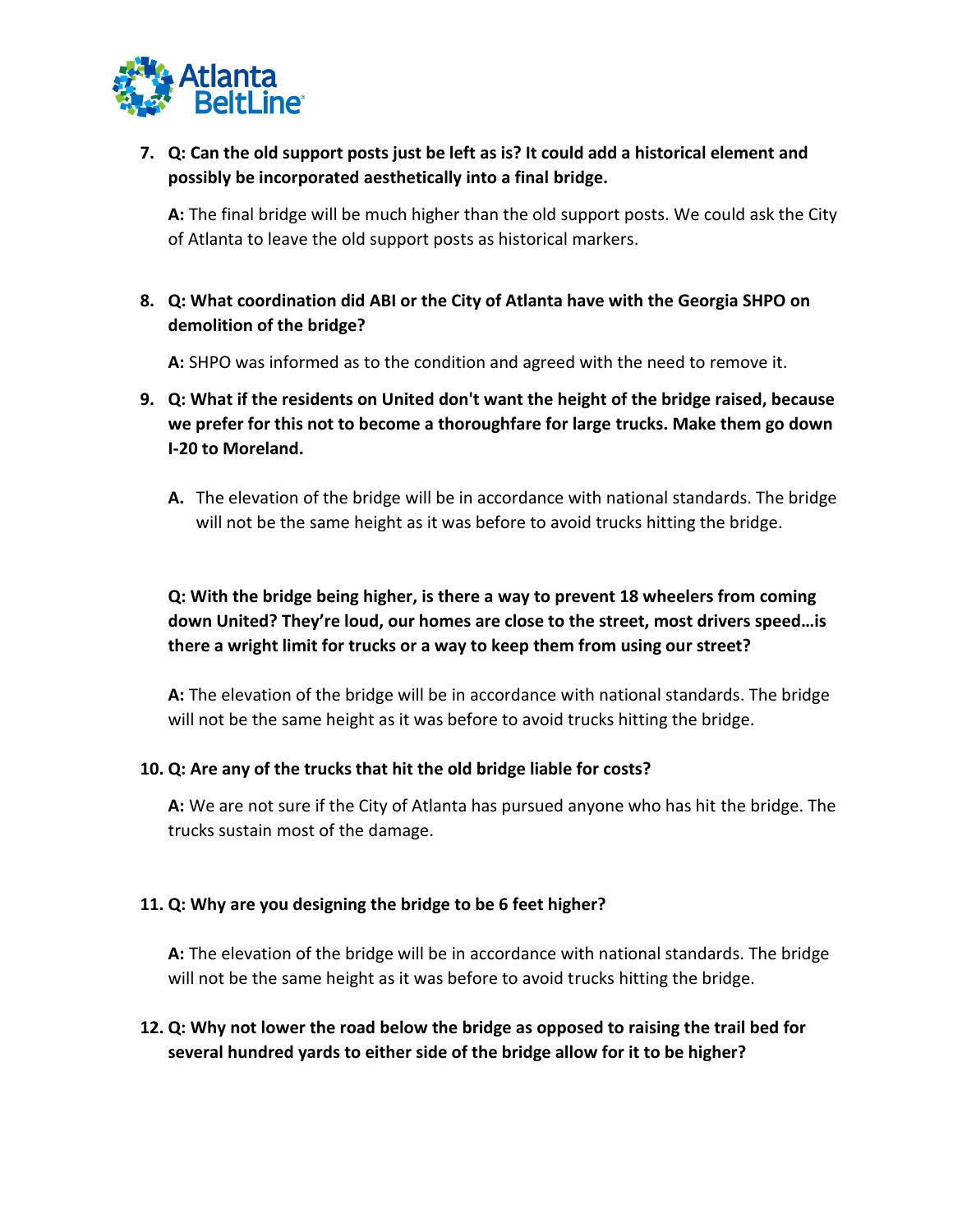7. **Q: Can the old support posts just be left as is? It could add a historical element and possibly be incorporated aesthetically into a final bridge.**

   **A:** The final bridge will be much higher than the old support posts. We could ask the City of Atlanta to leave the old support posts as historical markers.

8. **Q: What coordination did ABI or the City of Atlanta have with the Georgia SHPO on demolition of the bridge?**

   **A:** SHPO was informed as to the condition and agreed with the need to remove it.

9. **Q: What if the residents on United don't want the height of the bridge raised, because we prefer for this not to become a thoroughfare for large trucks. Make them go down I-20 to Moreland.**

   **A.** The elevation of the bridge will be in accordance with national standards. The bridge will not be the same height as it was before to avoid trucks hitting the bridge.

   **Q: With the bridge being higher, is there a way to prevent 18 wheelers from coming down United? They're loud, our homes are close to the street, most drivers speed…is there a wright limit for trucks or a way to keep them from using our street?**

   **A:** The elevation of the bridge will be in accordance with national standards. The bridge will not be the same height as it was before to avoid trucks hitting the bridge.

10. **Q: Are any of the trucks that hit the old bridge liable for costs?**

    **A:** We are not sure if the City of Atlanta has pursued anyone who has hit the bridge. The trucks sustain most of the damage.

11. **Q: Why are you designing the bridge to be 6 feet higher?**

    **A:** The elevation of the bridge will be in accordance with national standards. The bridge will not be the same height as it was before to avoid trucks hitting the bridge.

12. **Q: Why not lower the road below the bridge as opposed to raising the trail bed for several hundred yards to either side of the bridge allow for it to be higher?**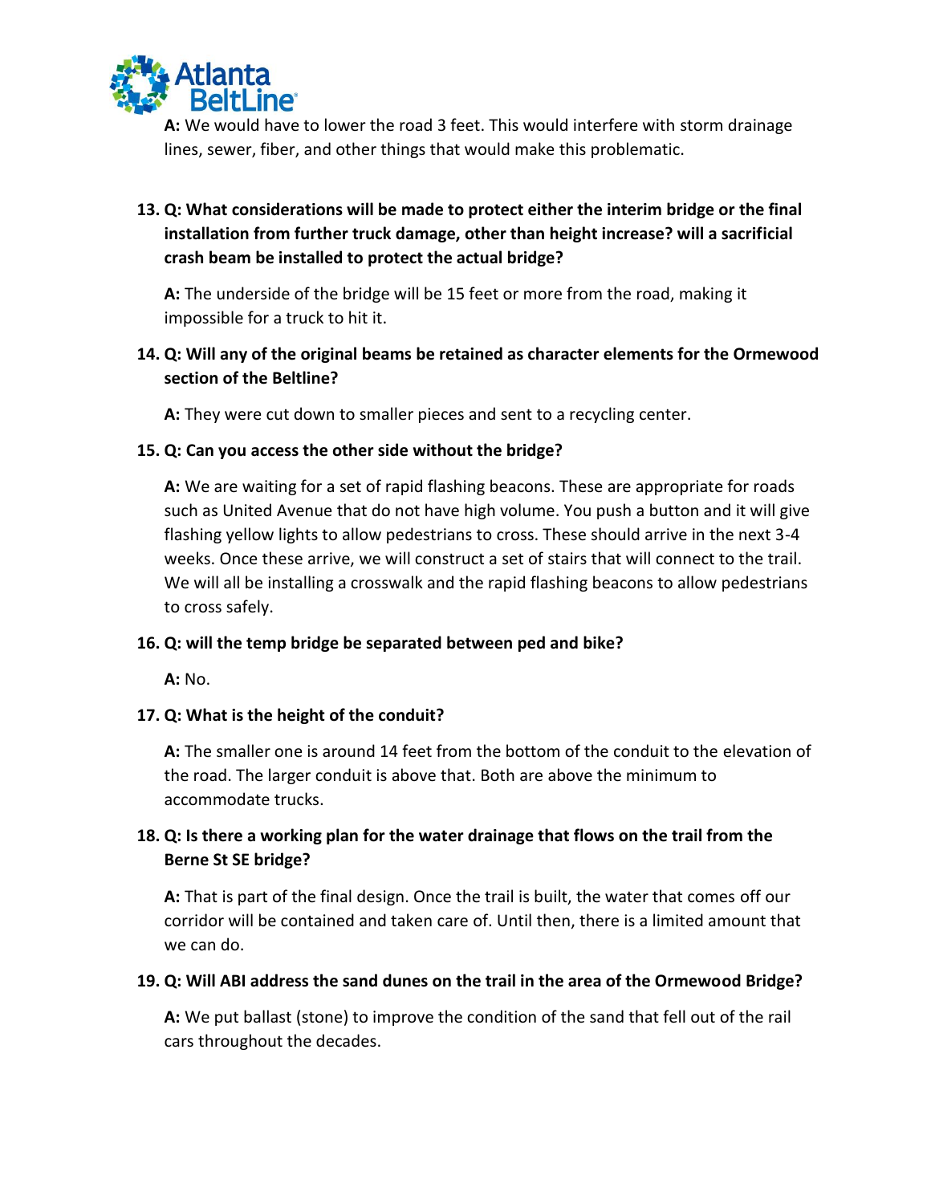**A:** We would have to lower the road 3 feet. This would interfere with storm drainage lines, sewer, fiber, and other things that would make this problematic.

13. **Q: What considerations will be made to protect either the interim bridge or the final installation from further truck damage, other than height increase? will a sacrificial crash beam be installed to protect the actual bridge?**

    **A:** The underside of the bridge will be 15 feet or more from the road, making it impossible for a truck to hit it.

14. **Q: Will any of the original beams be retained as character elements for the Ormewood section of the Beltline?**

    **A:** They were cut down to smaller pieces and sent to a recycling center.

15. **Q: Can you access the other side without the bridge?**

    **A:** We are waiting for a set of rapid flashing beacons. These are appropriate for roads such as United Avenue that do not have high volume. You push a button and it will give flashing yellow lights to allow pedestrians to cross. These should arrive in the next 3-4 weeks. Once these arrive, we will construct a set of stairs that will connect to the trail. We will all be installing a crosswalk and the rapid flashing beacons to allow pedestrians to cross safely.

16. **Q: will the temp bridge be separated between ped and bike?**

    **A:** No.

17. **Q: What is the height of the conduit?**

    **A:** The smaller one is around 14 feet from the bottom of the conduit to the elevation of the road. The larger conduit is above that. Both are above the minimum to accommodate trucks.

18. **Q: Is there a working plan for the water drainage that flows on the trail from the Berne St SE bridge?**

    **A:** That is part of the final design. Once the trail is built, the water that comes off our corridor will be contained and taken care of. Until then, there is a limited amount that we can do.

19. **Q: Will ABI address the sand dunes on the trail in the area of the Ormewood Bridge?**

    **A:** We put ballast (stone) to improve the condition of the sand that fell out of the rail cars throughout the decades.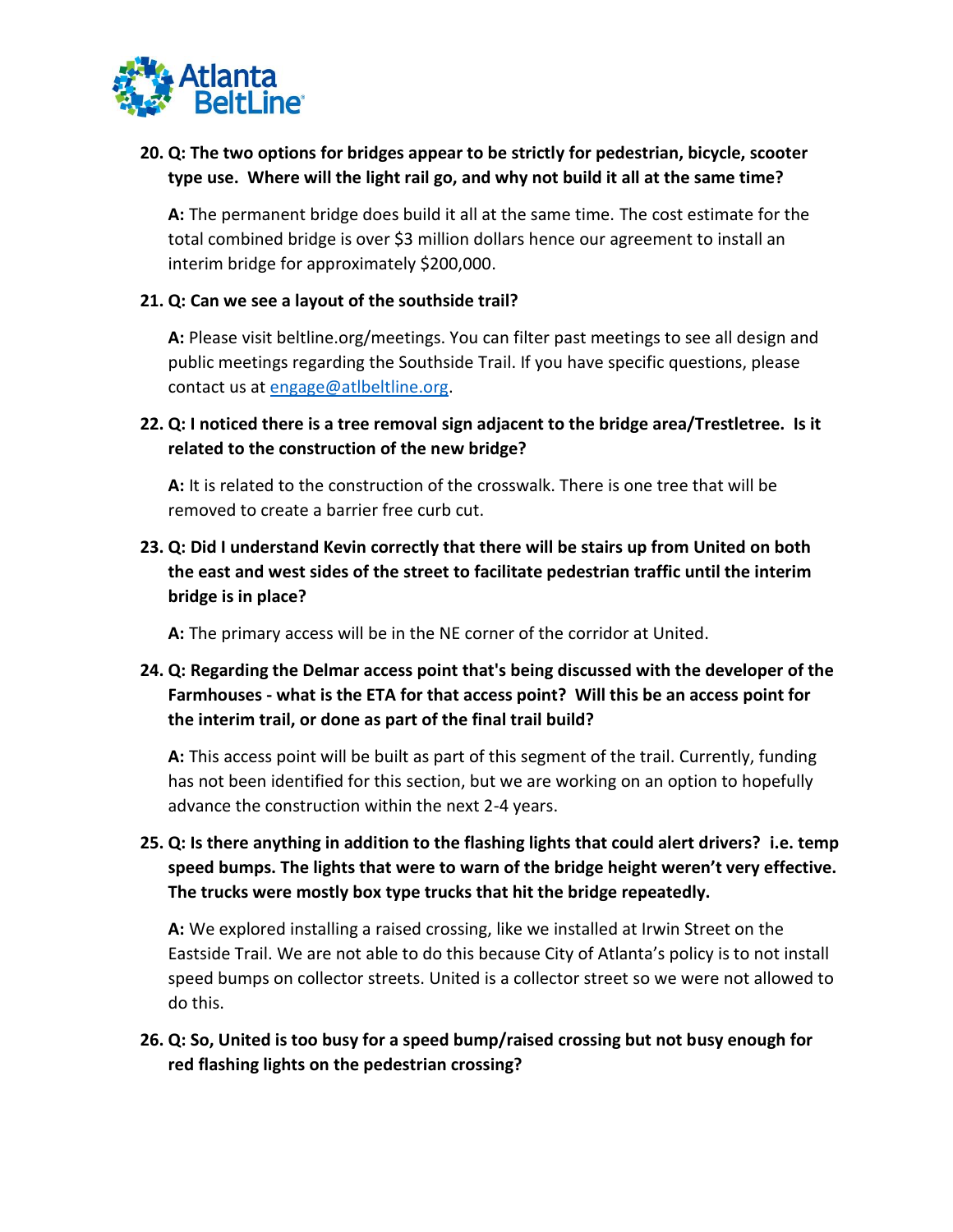20. **Q: The two options for bridges appear to be strictly for pedestrian, bicycle, scooter type use. Where will the light rail go, and why not build it all at the same time?**

    **A:** The permanent bridge does build it all at the same time. The cost estimate for the total combined bridge is over $3 million dollars hence our agreement to install an interim bridge for approximately $200,000.

21. **Q: Can we see a layout of the southside trail?**

    **A:** Please visit beltline.org/meetings. You can filter past meetings to see all design and public meetings regarding the Southside Trail. If you have specific questions, please contact us at engage@atlbeltline.org.

22. **Q: I noticed there is a tree removal sign adjacent to the bridge area/Trestletree. Is it related to the construction of the new bridge?**

    **A:** It is related to the construction of the crosswalk. There is one tree that will be removed to create a barrier free curb cut.

23. **Q: Did I understand Kevin correctly that there will be stairs up from United on both the east and west sides of the street to facilitate pedestrian traffic until the interim bridge is in place?**

    **A:** The primary access will be in the NE corner of the corridor at United.

24. **Q: Regarding the Delmar access point that's being discussed with the developer of the Farmhouses - what is the ETA for that access point? Will this be an access point for the interim trail, or done as part of the final trail build?**

    **A:** This access point will be built as part of this segment of the trail. Currently, funding has not been identified for this section, but we are working on an option to hopefully advance the construction within the next 2-4 years.

25. **Q: Is there anything in addition to the flashing lights that could alert drivers? i.e. temp speed bumps. The lights that were to warn of the bridge height weren't very effective. The trucks were mostly box type trucks that hit the bridge repeatedly.**

    **A:** We explored installing a raised crossing, like we installed at Irwin Street on the Eastside Trail. We are not able to do this because City of Atlanta's policy is to not install speed bumps on collector streets. United is a collector street so we were not allowed to do this.

26. **Q: So, United is too busy for a speed bump/raised crossing but not busy enough for red flashing lights on the pedestrian crossing?**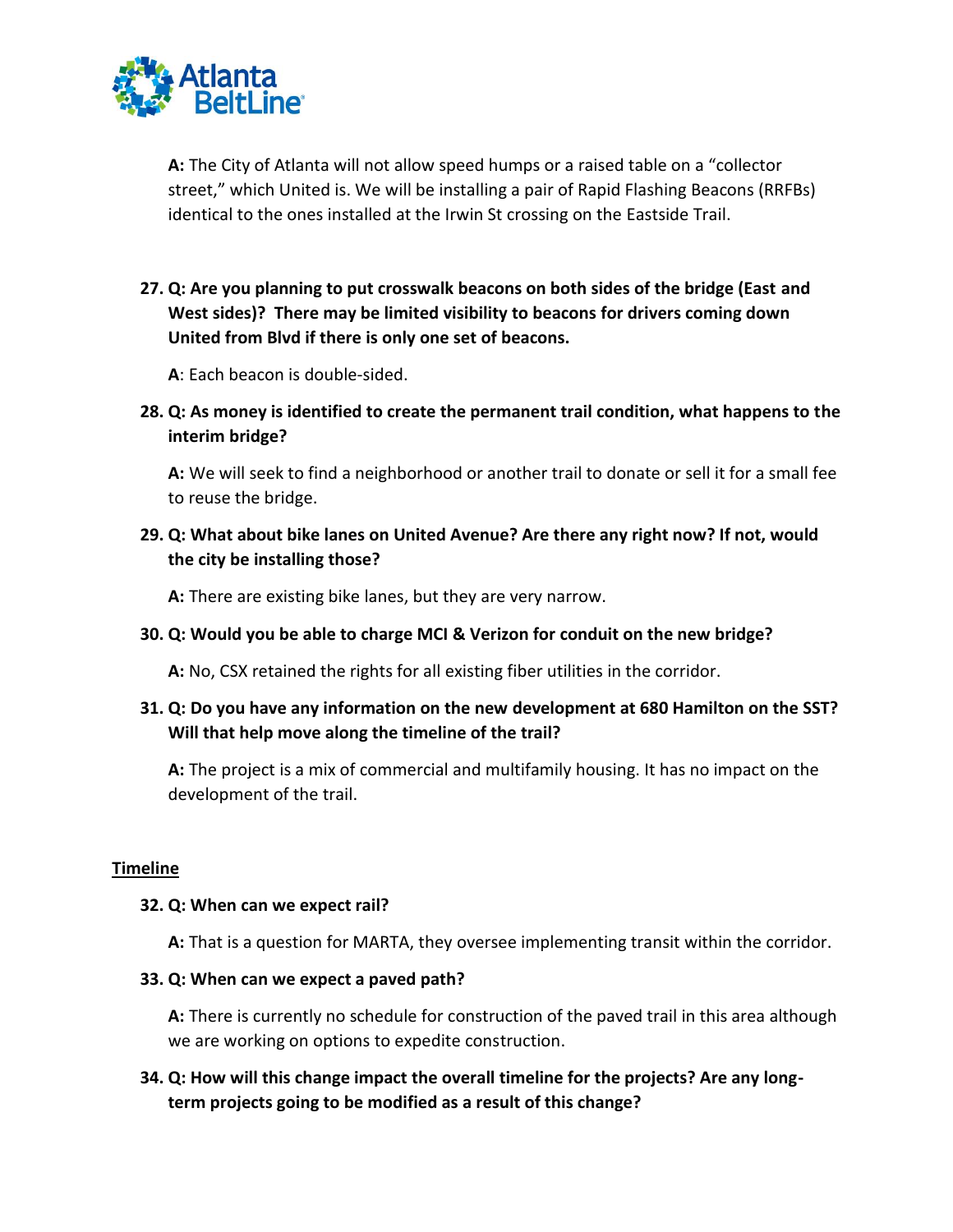**A:** The City of Atlanta will not allow speed humps or a raised table on a "collector street," which United is. We will be installing a pair of Rapid Flashing Beacons (RRFBs) identical to the ones installed at the Irwin St crossing on the Eastside Trail.

27. **Q: Are you planning to put crosswalk beacons on both sides of the bridge (East and West sides)? There may be limited visibility to beacons for drivers coming down United from Blvd if there is only one set of beacons.**

    **A**: Each beacon is double-sided.

28. **Q: As money is identified to create the permanent trail condition, what happens to the interim bridge?**

    **A:** We will seek to find a neighborhood or another trail to donate or sell it for a small fee to reuse the bridge.

29. **Q: What about bike lanes on United Avenue? Are there any right now? If not, would the city be installing those?**

    **A:** There are existing bike lanes, but they are very narrow.

30. **Q: Would you be able to charge MCI & Verizon for conduit on the new bridge?**

    **A:** No, CSX retained the rights for all existing fiber utilities in the corridor.

31. **Q: Do you have any information on the new development at 680 Hamilton on the SST? Will that help move along the timeline of the trail?**

    **A:** The project is a mix of commercial and multifamily housing. It has no impact on the development of the trail.

## Timeline

32. **Q: When can we expect rail?**

    **A:** That is a question for MARTA, they oversee implementing transit within the corridor.

33. **Q: When can we expect a paved path?**

    **A:** There is currently no schedule for construction of the paved trail in this area although we are working on options to expedite construction.

34. **Q: How will this change impact the overall timeline for the projects? Are any long-term projects going to be modified as a result of this change?**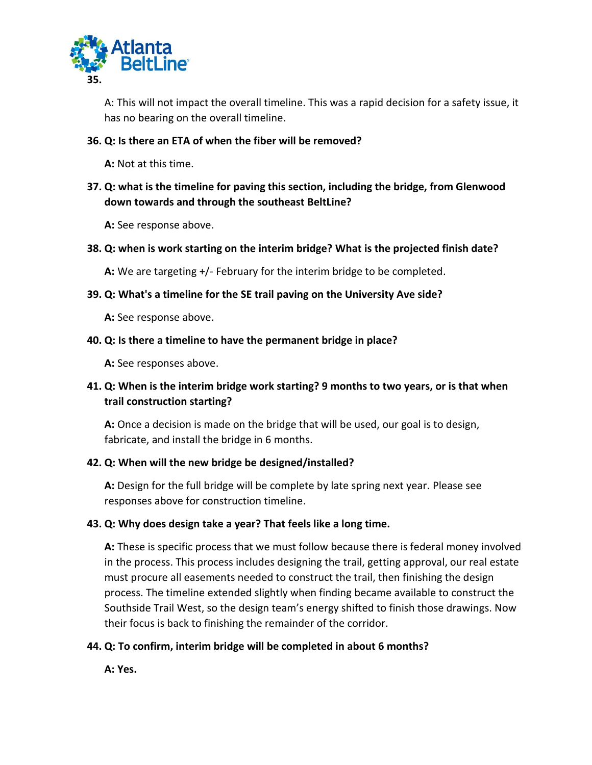**35.**

A: This will not impact the overall timeline. This was a rapid decision for a safety issue, it has no bearing on the overall timeline.

**36. Q: Is there an ETA of when the fiber will be removed?**

**A:** Not at this time.

**37. Q: what is the timeline for paving this section, including the bridge, from Glenwood down towards and through the southeast BeltLine?**

**A:** See response above.

**38. Q: when is work starting on the interim bridge? What is the projected finish date?**

**A:** We are targeting +/- February for the interim bridge to be completed.

**39. Q: What's a timeline for the SE trail paving on the University Ave side?**

**A:** See response above.

**40. Q: Is there a timeline to have the permanent bridge in place?**

**A:** See responses above.

**41. Q: When is the interim bridge work starting? 9 months to two years, or is that when trail construction starting?**

**A:** Once a decision is made on the bridge that will be used, our goal is to design, fabricate, and install the bridge in 6 months.

**42. Q: When will the new bridge be designed/installed?**

**A:** Design for the full bridge will be complete by late spring next year. Please see responses above for construction timeline.

**43. Q: Why does design take a year? That feels like a long time.**

**A:** These is specific process that we must follow because there is federal money involved in the process. This process includes designing the trail, getting approval, our real estate must procure all easements needed to construct the trail, then finishing the design process. The timeline extended slightly when finding became available to construct the Southside Trail West, so the design team's energy shifted to finish those drawings. Now their focus is back to finishing the remainder of the corridor.

**44. Q: To confirm, interim bridge will be completed in about 6 months?**

**A: Yes.**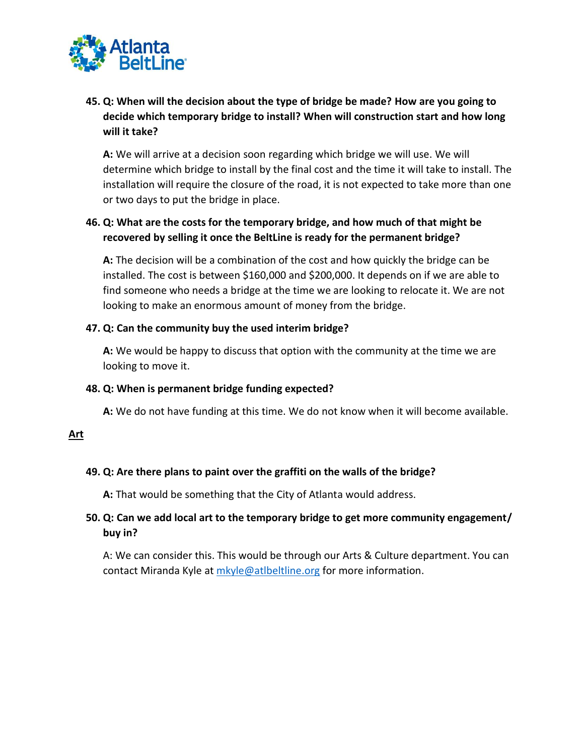45. **Q: When will the decision about the type of bridge be made? How are you going to decide which temporary bridge to install? When will construction start and how long will it take?**

    **A:** We will arrive at a decision soon regarding which bridge we will use. We will determine which bridge to install by the final cost and the time it will take to install. The installation will require the closure of the road, it is not expected to take more than one or two days to put the bridge in place.

46. **Q: What are the costs for the temporary bridge, and how much of that might be recovered by selling it once the BeltLine is ready for the permanent bridge?**

    **A:** The decision will be a combination of the cost and how quickly the bridge can be installed. The cost is between $160,000 and $200,000. It depends on if we are able to find someone who needs a bridge at the time we are looking to relocate it. We are not looking to make an enormous amount of money from the bridge.

47. **Q: Can the community buy the used interim bridge?**

    **A:** We would be happy to discuss that option with the community at the time we are looking to move it.

48. **Q: When is permanent bridge funding expected?**

    **A:** We do not have funding at this time. We do not know when it will become available.

**<u>Art</u>**

49. **Q: Are there plans to paint over the graffiti on the walls of the bridge?**

    **A:** That would be something that the City of Atlanta would address.

50. **Q: Can we add local art to the temporary bridge to get more community engagement/ buy in?**

    A: We can consider this. This would be through our Arts & Culture department. You can contact Miranda Kyle at [mkyle@atlbeltline.org](mailto:mkyle@atlbeltline.org) for more information.